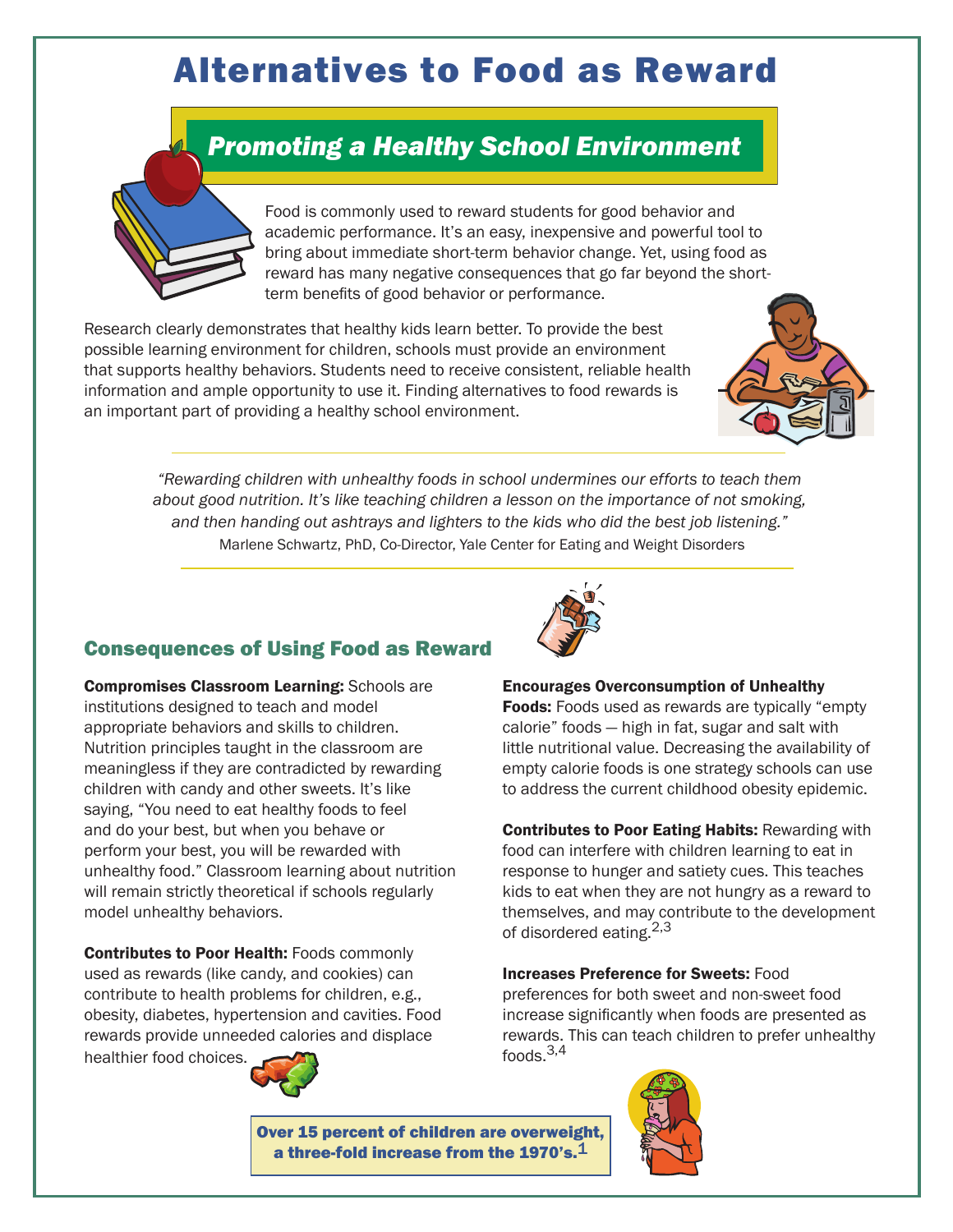# Alternatives to Food as Reward

## *Promoting a Healthy School Environment*

Food is commonly used to reward students for good behavior and academic performance. It's an easy, inexpensive and powerful tool to bring about immediate short-term behavior change. Yet, using food as reward has many negative consequences that go far beyond the short-term benefits of good behavior or performance.

Research clearly demonstrates that healthy kids learn better. To provide the best possible learning environment for children, schools must provide an environment that supports healthy behaviors. Students need to receive consistent, reliable health information and ample opportunity to use it. Finding alternatives to food rewards is an important part of providing a healthy school environment.

*"Rewarding children with unhealthy foods in school undermines our efforts to teach them about good nutrition. It's like teaching children a lesson on the importance of not smoking, and then handing out ashtrays and lighters to the kids who did the best job listening."*
Marlene Schwartz, PhD, Co-Director, Yale Center for Eating and Weight Disorders

### Consequences of Using Food as Reward

**Compromises Classroom Learning:** Schools are institutions designed to teach and model appropriate behaviors and skills to children. Nutrition principles taught in the classroom are meaningless if they are contradicted by rewarding children with candy and other sweets. It's like saying, "You need to eat healthy foods to feel and do your best, but when you behave or perform your best, you will be rewarded with unhealthy food." Classroom learning about nutrition will remain strictly theoretical if schools regularly model unhealthy behaviors.

**Contributes to Poor Health:** Foods commonly used as rewards (like candy, and cookies) can contribute to health problems for children, e.g., obesity, diabetes, hypertension and cavities. Food rewards provide unneeded calories and displace healthier food choices.

**Encourages Overconsumption of Unhealthy Foods:** Foods used as rewards are typically "empty calorie" foods — high in fat, sugar and salt with little nutritional value. Decreasing the availability of empty calorie foods is one strategy schools can use to address the current childhood obesity epidemic.

**Contributes to Poor Eating Habits:** Rewarding with food can interfere with children learning to eat in response to hunger and satiety cues. This teaches kids to eat when they are not hungry as a reward to themselves, and may contribute to the development of disordered eating.[2,3]

**Increases Preference for Sweets:** Food preferences for both sweet and non-sweet food increase significantly when foods are presented as rewards. This can teach children to prefer unhealthy foods.[3,4]

**Over 15 percent of children are overweight, a three-fold increase from the 1970's.[1]**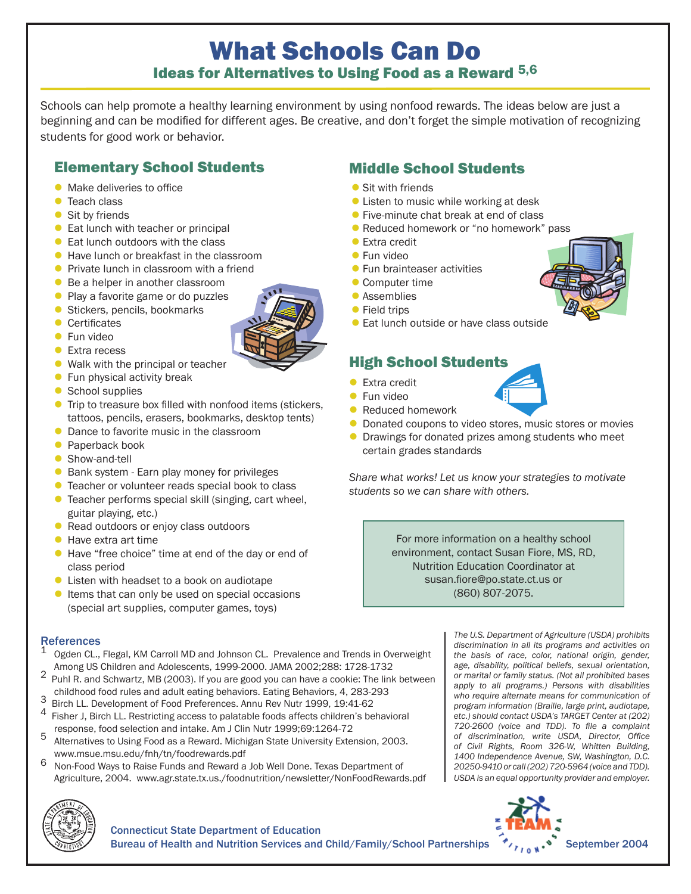# What Schools Can Do

## Ideas for Alternatives to Using Food as a Reward [5,6]

Schools can help promote a healthy learning environment by using nonfood rewards. The ideas below are just a beginning and can be modified for different ages. Be creative, and don't forget the simple motivation of recognizing students for good work or behavior.

### Elementary School Students

- Make deliveries to office
- Teach class
- Sit by friends
- Eat lunch with teacher or principal
- Eat lunch outdoors with the class
- Have lunch or breakfast in the classroom
- Private lunch in classroom with a friend
- Be a helper in another classroom
- Play a favorite game or do puzzles
- Stickers, pencils, bookmarks
- Certificates
- Fun video
- Extra recess
- Walk with the principal or teacher
- Fun physical activity break
- School supplies
- Trip to treasure box filled with nonfood items (stickers, tattoos, pencils, erasers, bookmarks, desktop tents)
- Dance to favorite music in the classroom
- Paperback book
- Show-and-tell
- Bank system - Earn play money for privileges
- Teacher or volunteer reads special book to class
- Teacher performs special skill (singing, cart wheel, guitar playing, etc.)
- Read outdoors or enjoy class outdoors
- Have extra art time
- Have "free choice" time at end of the day or end of class period
- Listen with headset to a book on audiotape
- Items that can only be used on special occasions (special art supplies, computer games, toys)

### Middle School Students

- Sit with friends
- Listen to music while working at desk
- Five-minute chat break at end of class
- Reduced homework or "no homework" pass
- Extra credit
- Fun video
- Fun brainteaser activities
- Computer time
- Assemblies
- Field trips
- Eat lunch outside or have class outside

### High School Students

- Extra credit
- Fun video
- Reduced homework
- Donated coupons to video stores, music stores or movies
- Drawings for donated prizes among students who meet certain grades standards

*Share what works! Let us know your strategies to motivate students so we can share with others.*

For more information on a healthy school environment, contact Susan Fiore, MS, RD, Nutrition Education Coordinator at susan.fiore@po.state.ct.us or (860) 807-2075.

### References

1. Ogden CL., Flegal, KM Carroll MD and Johnson CL. Prevalence and Trends in Overweight Among US Children and Adolescents, 1999-2000. JAMA 2002;288: 1728-1732
2. Puhl R. and Schwartz, MB (2003). If you are good you can have a cookie: The link between childhood food rules and adult eating behaviors. Eating Behaviors, 4, 283-293
3. Birch LL. Development of Food Preferences. Annu Rev Nutr 1999, 19:41-62
4. Fisher J, Birch LL. Restricting access to palatable foods affects children's behavioral response, food selection and intake. Am J Clin Nutr 1999;69:1264-72
5. Alternatives to Using Food as a Reward. Michigan State University Extension, 2003. www.msue.msu.edu/fnh/tn/foodrewards.pdf
6. Non-Food Ways to Raise Funds and Reward a Job Well Done. Texas Department of Agriculture, 2004. www.agr.state.tx.us./foodnutrition/newsletter/NonFoodRewards.pdf

*The U.S. Department of Agriculture (USDA) prohibits discrimination in all its programs and activities on the basis of race, color, national origin, gender, age, disability, political beliefs, sexual orientation, or marital or family status. (Not all prohibited bases apply to all programs.) Persons with disabilities who require alternate means for communication of program information (Braille, large print, audiotape, etc.) should contact USDA's TARGET Center at (202) 720-2600 (voice and TDD). To file a complaint of discrimination, write USDA, Director, Office of Civil Rights, Room 326-W, Whitten Building, 1400 Independence Avenue, SW, Washington, D.C. 20250-9410 or call (202) 720-5964 (voice and TDD). USDA is an equal opportunity provider and employer.*

Connecticut State Department of Education
Bureau of Health and Nutrition Services and Child/Family/School Partnerships

September 2004